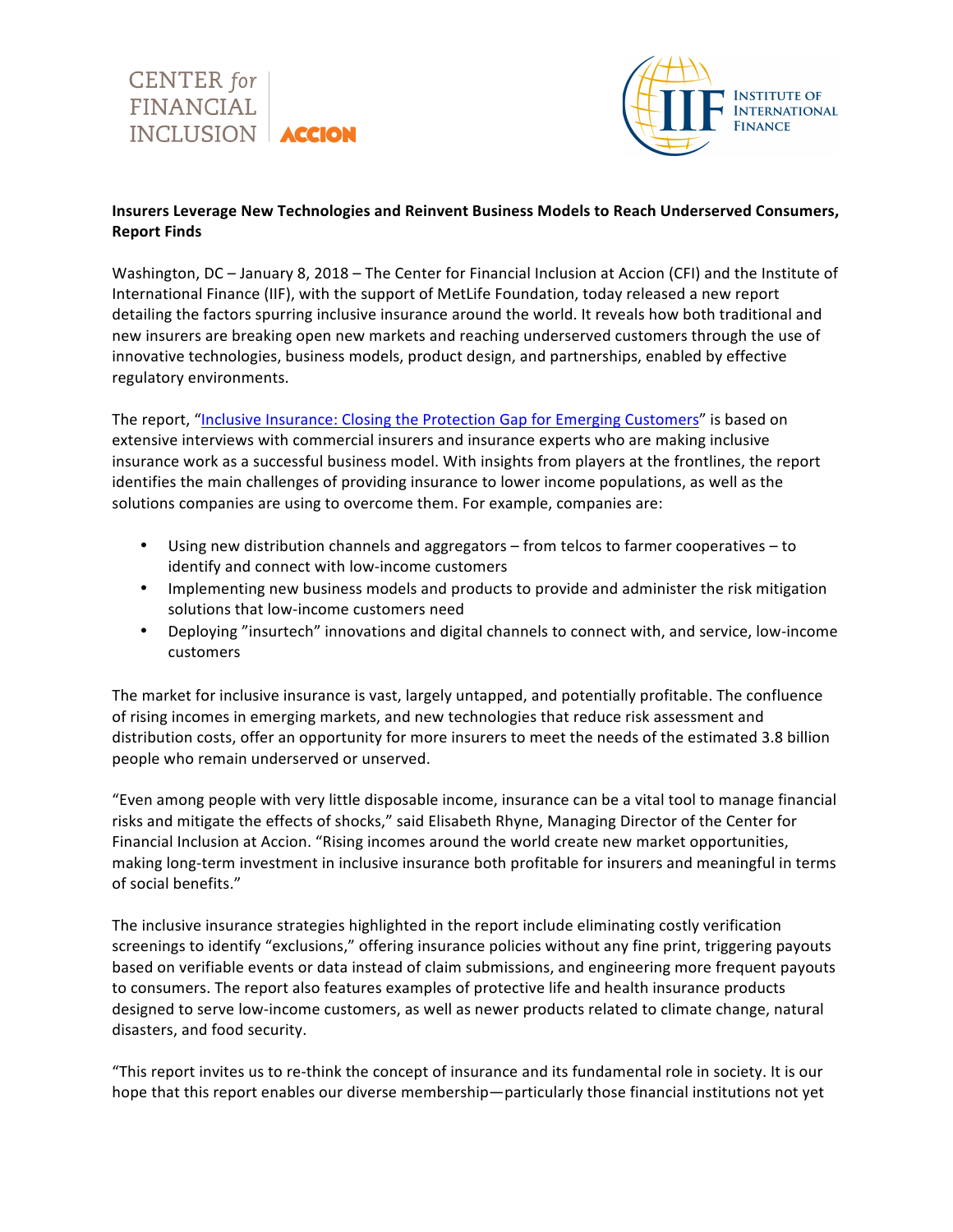CENTER for FINANCIAL INCLUSION | ACCION

INSTITUTE OF INTERNATIONAL FINANCE

**Insurers Leverage New Technologies and Reinvent Business Models to Reach Underserved Consumers, Report Finds**

Washington, DC – January 8, 2018 – The Center for Financial Inclusion at Accion (CFI) and the Institute of International Finance (IIF), with the support of MetLife Foundation, today released a new report detailing the factors spurring inclusive insurance around the world. It reveals how both traditional and new insurers are breaking open new markets and reaching underserved customers through the use of innovative technologies, business models, product design, and partnerships, enabled by effective regulatory environments.

The report, "Inclusive Insurance: Closing the Protection Gap for Emerging Customers" is based on extensive interviews with commercial insurers and insurance experts who are making inclusive insurance work as a successful business model. With insights from players at the frontlines, the report identifies the main challenges of providing insurance to lower income populations, as well as the solutions companies are using to overcome them. For example, companies are:

- Using new distribution channels and aggregators – from telcos to farmer cooperatives – to identify and connect with low-income customers
- Implementing new business models and products to provide and administer the risk mitigation solutions that low-income customers need
- Deploying "insurtech" innovations and digital channels to connect with, and service, low-income customers

The market for inclusive insurance is vast, largely untapped, and potentially profitable. The confluence of rising incomes in emerging markets, and new technologies that reduce risk assessment and distribution costs, offer an opportunity for more insurers to meet the needs of the estimated 3.8 billion people who remain underserved or unserved.

"Even among people with very little disposable income, insurance can be a vital tool to manage financial risks and mitigate the effects of shocks," said Elisabeth Rhyne, Managing Director of the Center for Financial Inclusion at Accion. "Rising incomes around the world create new market opportunities, making long-term investment in inclusive insurance both profitable for insurers and meaningful in terms of social benefits."

The inclusive insurance strategies highlighted in the report include eliminating costly verification screenings to identify "exclusions," offering insurance policies without any fine print, triggering payouts based on verifiable events or data instead of claim submissions, and engineering more frequent payouts to consumers. The report also features examples of protective life and health insurance products designed to serve low-income customers, as well as newer products related to climate change, natural disasters, and food security.

"This report invites us to re-think the concept of insurance and its fundamental role in society. It is our hope that this report enables our diverse membership—particularly those financial institutions not yet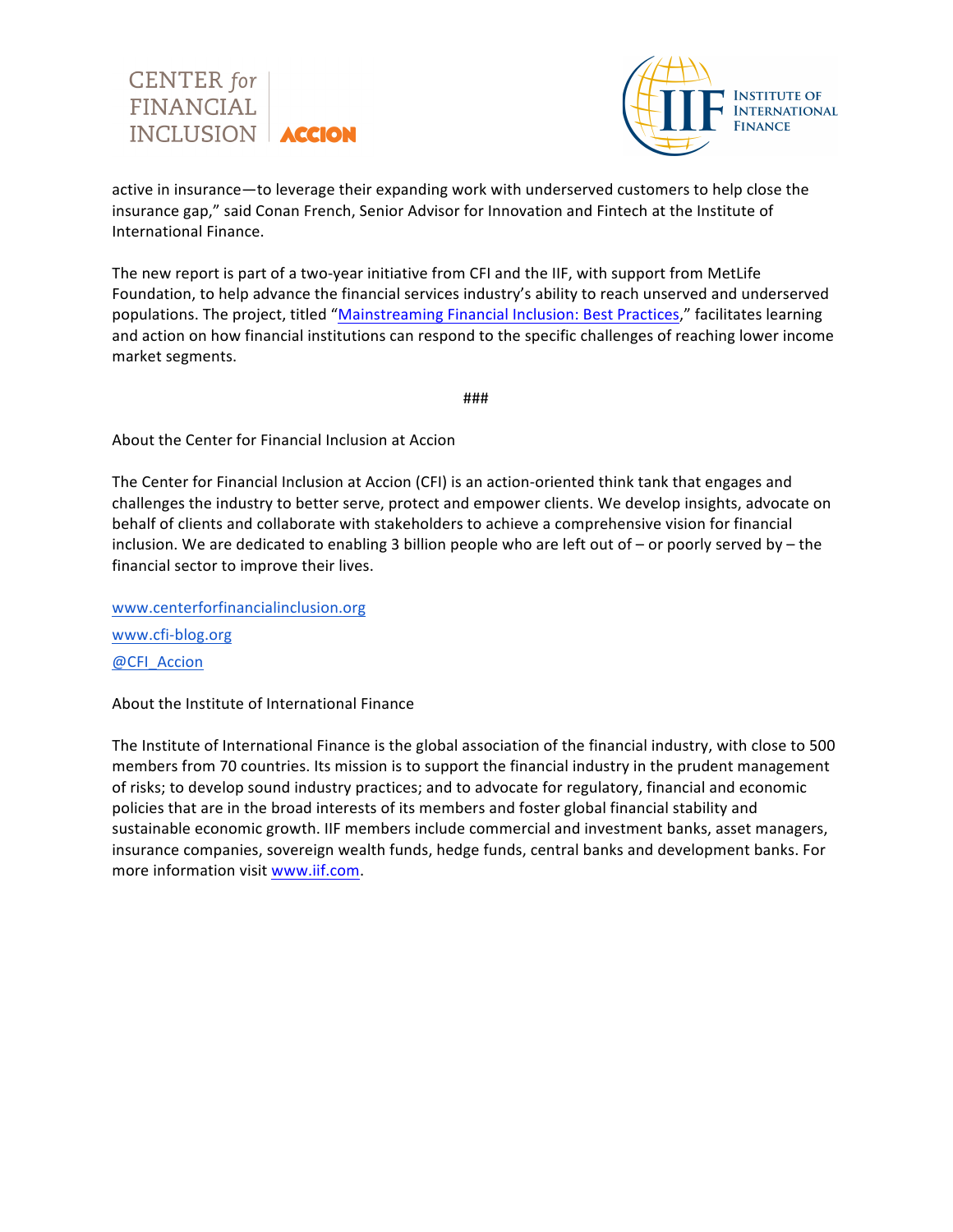active in insurance—to leverage their expanding work with underserved customers to help close the insurance gap," said Conan French, Senior Advisor for Innovation and Fintech at the Institute of International Finance.

The new report is part of a two-year initiative from CFI and the IIF, with support from MetLife Foundation, to help advance the financial services industry's ability to reach unserved and underserved populations. The project, titled "Mainstreaming Financial Inclusion: Best Practices," facilitates learning and action on how financial institutions can respond to the specific challenges of reaching lower income market segments.

###

About the Center for Financial Inclusion at Accion

The Center for Financial Inclusion at Accion (CFI) is an action-oriented think tank that engages and challenges the industry to better serve, protect and empower clients. We develop insights, advocate on behalf of clients and collaborate with stakeholders to achieve a comprehensive vision for financial inclusion. We are dedicated to enabling 3 billion people who are left out of – or poorly served by – the financial sector to improve their lives.

www.centerforfinancialinclusion.org

www.cfi-blog.org

@CFI_Accion

About the Institute of International Finance

The Institute of International Finance is the global association of the financial industry, with close to 500 members from 70 countries. Its mission is to support the financial industry in the prudent management of risks; to develop sound industry practices; and to advocate for regulatory, financial and economic policies that are in the broad interests of its members and foster global financial stability and sustainable economic growth. IIF members include commercial and investment banks, asset managers, insurance companies, sovereign wealth funds, hedge funds, central banks and development banks. For more information visit www.iif.com.